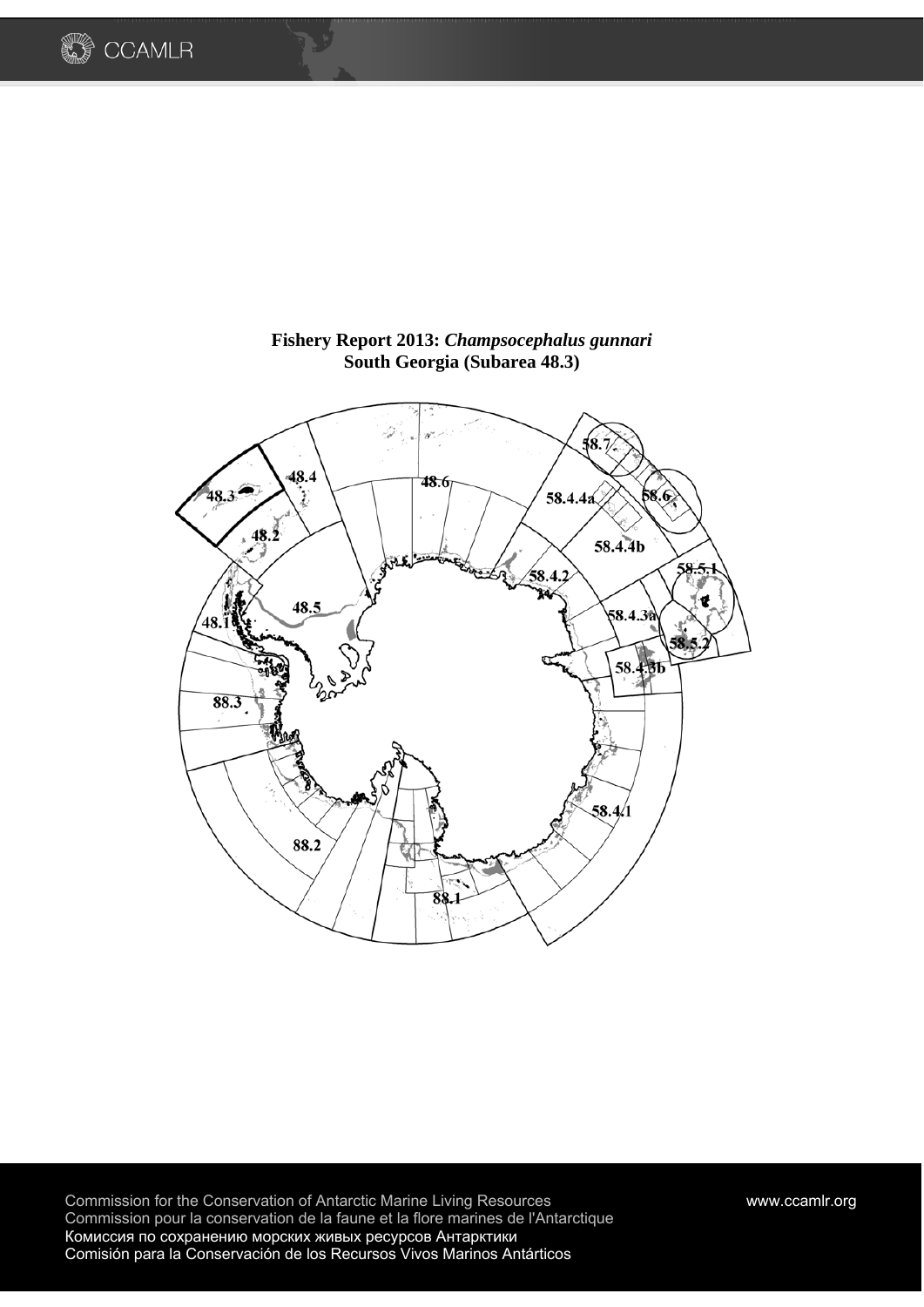# Fishery Report 2013: *Champsocephalus gunnari*
## South Georgia (Subarea 48.3)

Commission for the Conservation of Antarctic Marine Living Resources
Commission pour la conservation de la faune et la flore marines de l'Antarctique
Комиссия по сохранению морских живых ресурсов Антарктики
Comisión para la Conservación de los Recursos Vivos Marinos Antárticos

www.ccamlr.org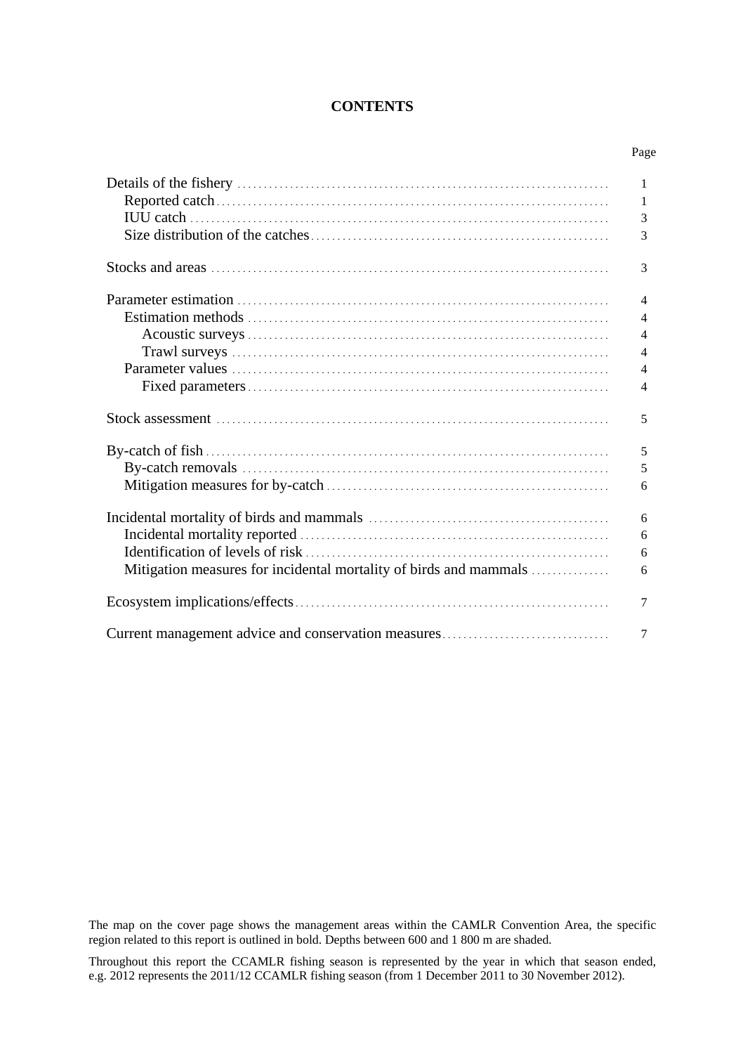# CONTENTS

| | Page |
|---|---|
| Details of the fishery | 1 |
| Reported catch | 1 |
| IUU catch | 3 |
| Size distribution of the catches | 3 |
| Stocks and areas | 3 |
| Parameter estimation | 4 |
| Estimation methods | 4 |
| Acoustic surveys | 4 |
| Trawl surveys | 4 |
| Parameter values | 4 |
| Fixed parameters | 4 |
| Stock assessment | 5 |
| By-catch of fish | 5 |
| By-catch removals | 5 |
| Mitigation measures for by-catch | 6 |
| Incidental mortality of birds and mammals | 6 |
| Incidental mortality reported | 6 |
| Identification of levels of risk | 6 |
| Mitigation measures for incidental mortality of birds and mammals | 6 |
| Ecosystem implications/effects | 7 |
| Current management advice and conservation measures | 7 |

The map on the cover page shows the management areas within the CAMLR Convention Area, the specific region related to this report is outlined in bold. Depths between 600 and 1 800 m are shaded.

Throughout this report the CCAMLR fishing season is represented by the year in which that season ended, e.g. 2012 represents the 2011/12 CCAMLR fishing season (from 1 December 2011 to 30 November 2012).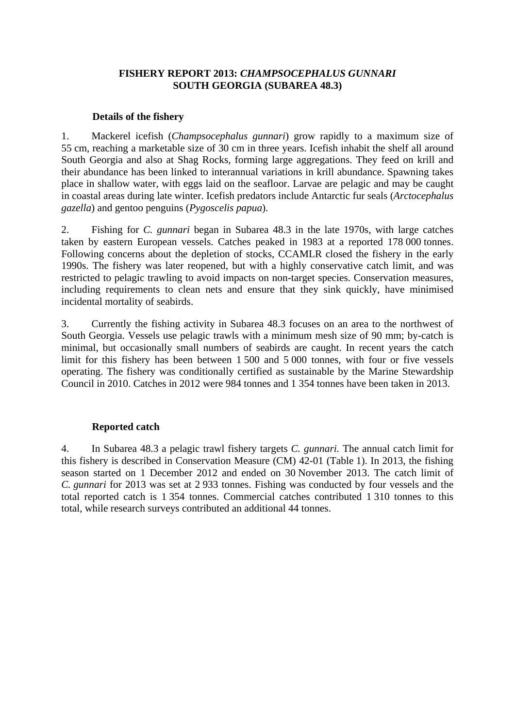# FISHERY REPORT 2013: *CHAMPSOCEPHALUS GUNNARI* SOUTH GEORGIA (SUBAREA 48.3)

## Details of the fishery

1. Mackerel icefish (*Champsocephalus gunnari*) grow rapidly to a maximum size of 55 cm, reaching a marketable size of 30 cm in three years. Icefish inhabit the shelf all around South Georgia and also at Shag Rocks, forming large aggregations. They feed on krill and their abundance has been linked to interannual variations in krill abundance. Spawning takes place in shallow water, with eggs laid on the seafloor. Larvae are pelagic and may be caught in coastal areas during late winter. Icefish predators include Antarctic fur seals (*Arctocephalus gazella*) and gentoo penguins (*Pygoscelis papua*).

2. Fishing for *C. gunnari* began in Subarea 48.3 in the late 1970s, with large catches taken by eastern European vessels. Catches peaked in 1983 at a reported 178 000 tonnes. Following concerns about the depletion of stocks, CCAMLR closed the fishery in the early 1990s. The fishery was later reopened, but with a highly conservative catch limit, and was restricted to pelagic trawling to avoid impacts on non-target species. Conservation measures, including requirements to clean nets and ensure that they sink quickly, have minimised incidental mortality of seabirds.

3. Currently the fishing activity in Subarea 48.3 focuses on an area to the northwest of South Georgia. Vessels use pelagic trawls with a minimum mesh size of 90 mm; by-catch is minimal, but occasionally small numbers of seabirds are caught. In recent years the catch limit for this fishery has been between 1 500 and 5 000 tonnes, with four or five vessels operating. The fishery was conditionally certified as sustainable by the Marine Stewardship Council in 2010. Catches in 2012 were 984 tonnes and 1 354 tonnes have been taken in 2013.

## Reported catch

4. In Subarea 48.3 a pelagic trawl fishery targets *C. gunnari.* The annual catch limit for this fishery is described in Conservation Measure (CM) 42-01 (Table 1). In 2013, the fishing season started on 1 December 2012 and ended on 30 November 2013. The catch limit of *C. gunnari* for 2013 was set at 2 933 tonnes. Fishing was conducted by four vessels and the total reported catch is 1 354 tonnes. Commercial catches contributed 1 310 tonnes to this total, while research surveys contributed an additional 44 tonnes.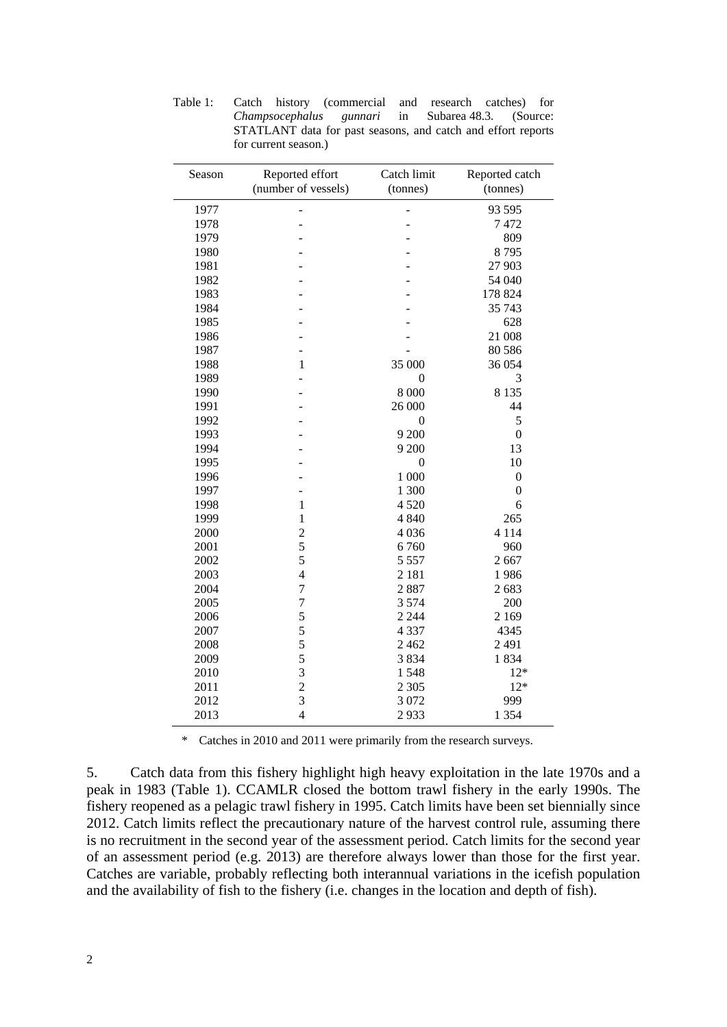Table 1: Catch history (commercial and research catches) for *Champsocephalus gunnari* in Subarea 48.3. (Source: STATLANT data for past seasons, and catch and effort reports for current season.)

| Season | Reported effort (number of vessels) | Catch limit (tonnes) | Reported catch (tonnes) |
|---|---|---|---|
| 1977 | - | - | 93 595 |
| 1978 | - | - | 7 472 |
| 1979 | - | - | 809 |
| 1980 | - | - | 8 795 |
| 1981 | - | - | 27 903 |
| 1982 | - | - | 54 040 |
| 1983 | - | - | 178 824 |
| 1984 | - | - | 35 743 |
| 1985 | - | - | 628 |
| 1986 | - | - | 21 008 |
| 1987 | - | - | 80 586 |
| 1988 | 1 | 35 000 | 36 054 |
| 1989 | - | 0 | 3 |
| 1990 | - | 8 000 | 8 135 |
| 1991 | - | 26 000 | 44 |
| 1992 | - | 0 | 5 |
| 1993 | - | 9 200 | 0 |
| 1994 | - | 9 200 | 13 |
| 1995 | - | 0 | 10 |
| 1996 | - | 1 000 | 0 |
| 1997 | - | 1 300 | 0 |
| 1998 | 1 | 4 520 | 6 |
| 1999 | 1 | 4 840 | 265 |
| 2000 | 2 | 4 036 | 4 114 |
| 2001 | 5 | 6 760 | 960 |
| 2002 | 5 | 5 557 | 2 667 |
| 2003 | 4 | 2 181 | 1 986 |
| 2004 | 7 | 2 887 | 2 683 |
| 2005 | 7 | 3 574 | 200 |
| 2006 | 5 | 2 244 | 2 169 |
| 2007 | 5 | 4 337 | 4345 |
| 2008 | 5 | 2 462 | 2 491 |
| 2009 | 5 | 3 834 | 1 834 |
| 2010 | 3 | 1 548 | 12* |
| 2011 | 2 | 2 305 | 12* |
| 2012 | 3 | 3 072 | 999 |
| 2013 | 4 | 2 933 | 1 354 |

\* Catches in 2010 and 2011 were primarily from the research surveys.

5. Catch data from this fishery highlight high heavy exploitation in the late 1970s and a peak in 1983 (Table 1). CCAMLR closed the bottom trawl fishery in the early 1990s. The fishery reopened as a pelagic trawl fishery in 1995. Catch limits have been set biennially since 2012. Catch limits reflect the precautionary nature of the harvest control rule, assuming there is no recruitment in the second year of the assessment period. Catch limits for the second year of an assessment period (e.g. 2013) are therefore always lower than those for the first year. Catches are variable, probably reflecting both interannual variations in the icefish population and the availability of fish to the fishery (i.e. changes in the location and depth of fish).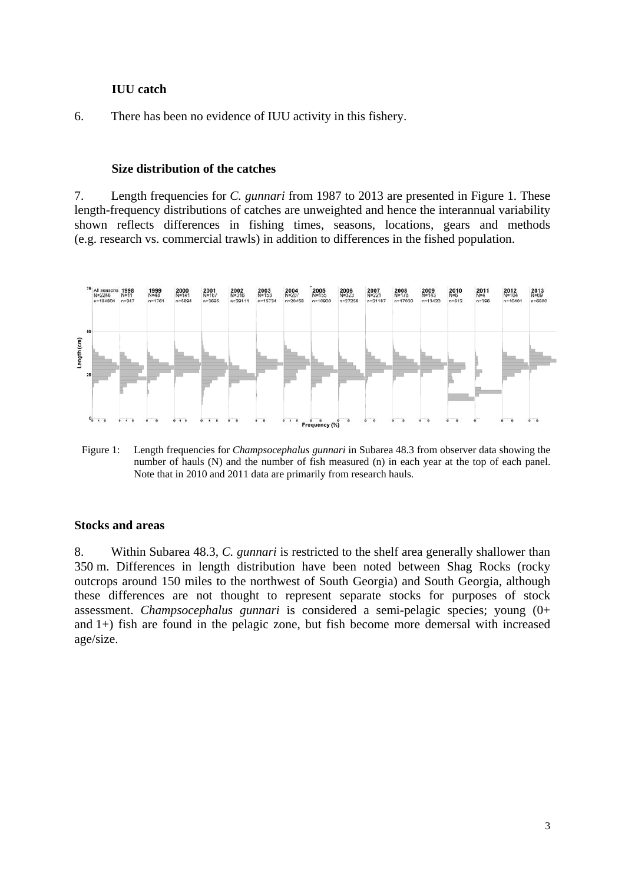### IUU catch

6. There has been no evidence of IUU activity in this fishery.

### Size distribution of the catches

7. Length frequencies for *C. gunnari* from 1987 to 2013 are presented in Figure 1. These length-frequency distributions of catches are unweighted and hence the interannual variability shown reflects differences in fishing times, seasons, locations, gears and methods (e.g. research vs. commercial trawls) in addition to differences in the fished population.

Figure 1: Length frequencies for *Champsocephalus gunnari* in Subarea 48.3 from observer data showing the number of hauls (N) and the number of fish measured (n) in each year at the top of each panel. Note that in 2010 and 2011 data are primarily from research hauls.

## Stocks and areas

8. Within Subarea 48.3, *C. gunnari* is restricted to the shelf area generally shallower than 350 m. Differences in length distribution have been noted between Shag Rocks (rocky outcrops around 150 miles to the northwest of South Georgia) and South Georgia, although these differences are not thought to represent separate stocks for purposes of stock assessment. *Champsocephalus gunnari* is considered a semi-pelagic species; young (0+ and 1+) fish are found in the pelagic zone, but fish become more demersal with increased age/size.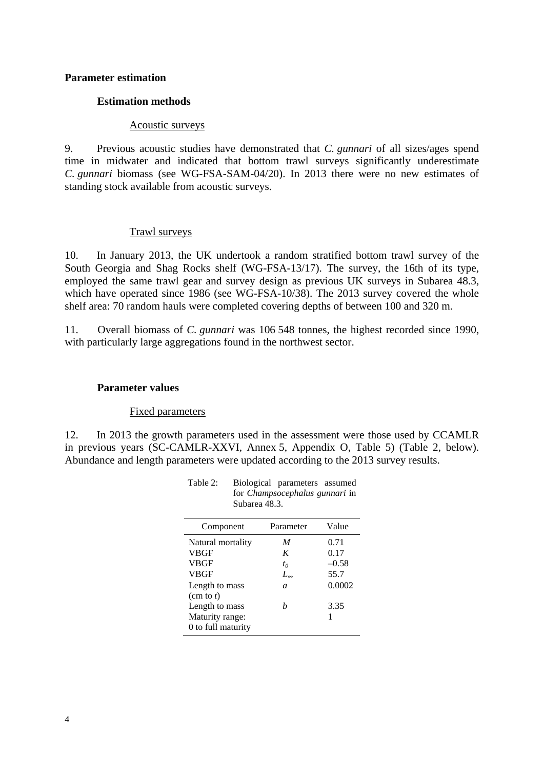## Parameter estimation

### Estimation methods

#### Acoustic surveys

9. Previous acoustic studies have demonstrated that *C. gunnari* of all sizes/ages spend time in midwater and indicated that bottom trawl surveys significantly underestimate *C. gunnari* biomass (see WG-FSA-SAM-04/20). In 2013 there were no new estimates of standing stock available from acoustic surveys.

#### Trawl surveys

10. In January 2013, the UK undertook a random stratified bottom trawl survey of the South Georgia and Shag Rocks shelf (WG-FSA-13/17). The survey, the 16th of its type, employed the same trawl gear and survey design as previous UK surveys in Subarea 48.3, which have operated since 1986 (see WG-FSA-10/38). The 2013 survey covered the whole shelf area: 70 random hauls were completed covering depths of between 100 and 320 m.

11. Overall biomass of *C. gunnari* was 106 548 tonnes, the highest recorded since 1990, with particularly large aggregations found in the northwest sector.

### Parameter values

#### Fixed parameters

12. In 2013 the growth parameters used in the assessment were those used by CCAMLR in previous years (SC-CAMLR-XXVI, Annex 5, Appendix O, Table 5) (Table 2, below). Abundance and length parameters were updated according to the 2013 survey results.

Table 2: Biological parameters assumed for *Champsocephalus gunnari* in Subarea 48.3.

| Component | Parameter | Value |
|---|---|---|
| Natural mortality | $M$ | 0.71 |
| VBGF | $K$ | 0.17 |
| VBGF | $t_0$ | –0.58 |
| VBGF | $L_\infty$ | 55.7 |
| Length to mass (cm to *t*) | $a$ | 0.0002 |
| Length to mass | $b$ | 3.35 |
| Maturity range: 0 to full maturity | | 1 |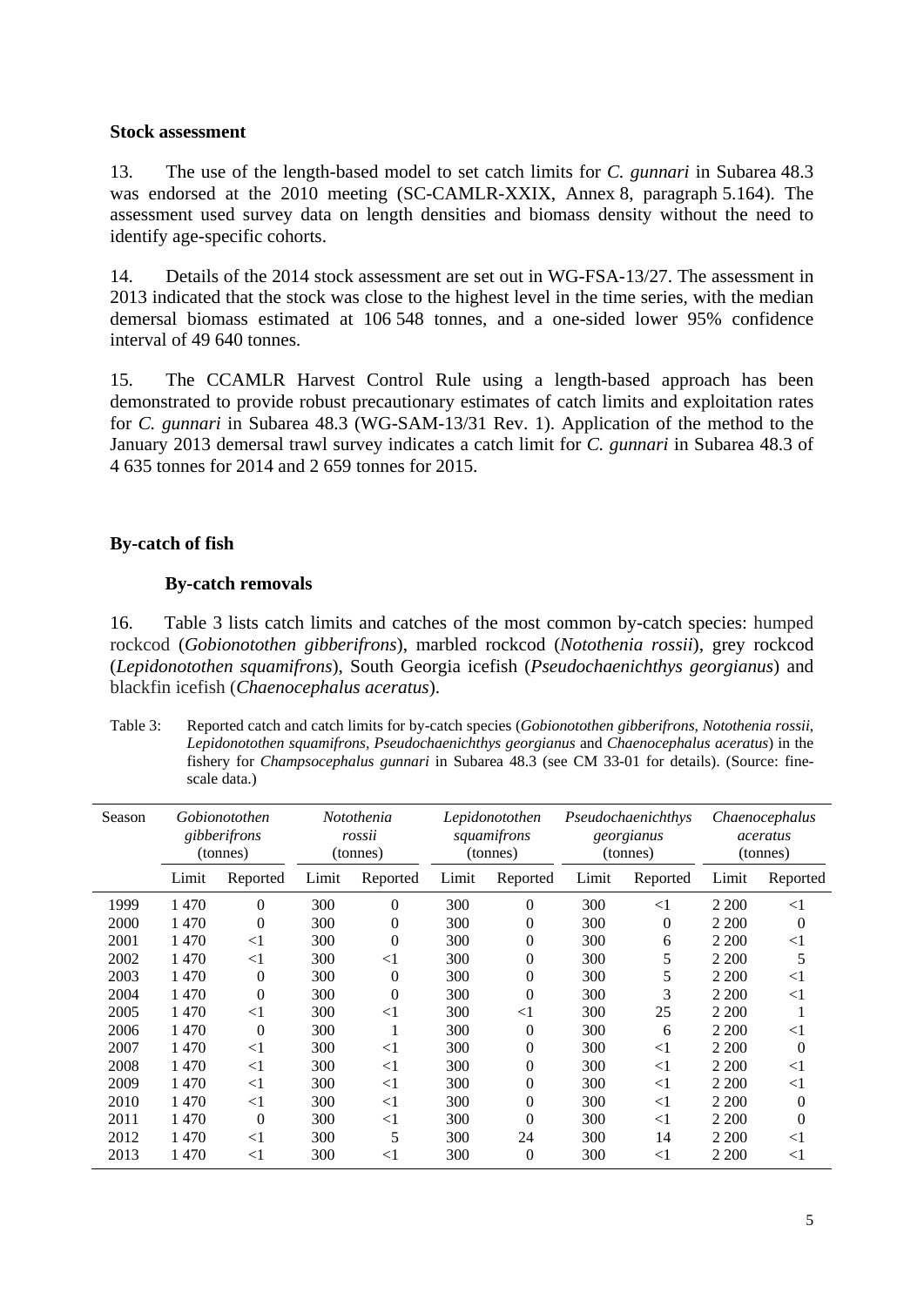**Stock assessment**

13. The use of the length-based model to set catch limits for *C. gunnari* in Subarea 48.3 was endorsed at the 2010 meeting (SC-CAMLR-XXIX, Annex 8, paragraph 5.164). The assessment used survey data on length densities and biomass density without the need to identify age-specific cohorts.

14. Details of the 2014 stock assessment are set out in WG-FSA-13/27. The assessment in 2013 indicated that the stock was close to the highest level in the time series, with the median demersal biomass estimated at 106 548 tonnes, and a one-sided lower 95% confidence interval of 49 640 tonnes.

15. The CCAMLR Harvest Control Rule using a length-based approach has been demonstrated to provide robust precautionary estimates of catch limits and exploitation rates for *C. gunnari* in Subarea 48.3 (WG-SAM-13/31 Rev. 1). Application of the method to the January 2013 demersal trawl survey indicates a catch limit for *C. gunnari* in Subarea 48.3 of 4 635 tonnes for 2014 and 2 659 tonnes for 2015.

**By-catch of fish**

**By-catch removals**

16. Table 3 lists catch limits and catches of the most common by-catch species: humped rockcod (*Gobionotothen gibberifrons*), marbled rockcod (*Notothenia rossii*), grey rockcod (*Lepidonotothen squamifrons*), South Georgia icefish (*Pseudochaenichthys georgianus*) and blackfin icefish (*Chaenocephalus aceratus*).

Table 3: Reported catch and catch limits for by-catch species (*Gobionotothen gibberifrons*, *Notothenia rossii*, *Lepidonotothen squamifrons*, *Pseudochaenichthys georgianus* and *Chaenocephalus aceratus*) in the fishery for *Champsocephalus gunnari* in Subarea 48.3 (see CM 33-01 for details). (Source: fine-scale data.)

| Season | *Gobionotothen gibberifrons* (tonnes) | | *Notothenia rossii* (tonnes) | | *Lepidonotothen squamifrons* (tonnes) | | *Pseudochaenichthys georgianus* (tonnes) | | *Chaenocephalus aceratus* (tonnes) | |
|---|---|---|---|---|---|---|---|---|---|---|
| | Limit | Reported | Limit | Reported | Limit | Reported | Limit | Reported | Limit | Reported |
| 1999 | 1 470 | 0 | 300 | 0 | 300 | 0 | 300 | <1 | 2 200 | <1 |
| 2000 | 1 470 | 0 | 300 | 0 | 300 | 0 | 300 | 0 | 2 200 | 0 |
| 2001 | 1 470 | <1 | 300 | 0 | 300 | 0 | 300 | 6 | 2 200 | <1 |
| 2002 | 1 470 | <1 | 300 | <1 | 300 | 0 | 300 | 5 | 2 200 | 5 |
| 2003 | 1 470 | 0 | 300 | 0 | 300 | 0 | 300 | 5 | 2 200 | <1 |
| 2004 | 1 470 | 0 | 300 | 0 | 300 | 0 | 300 | 3 | 2 200 | <1 |
| 2005 | 1 470 | <1 | 300 | <1 | 300 | <1 | 300 | 25 | 2 200 | 1 |
| 2006 | 1 470 | 0 | 300 | 1 | 300 | 0 | 300 | 6 | 2 200 | <1 |
| 2007 | 1 470 | <1 | 300 | <1 | 300 | 0 | 300 | <1 | 2 200 | 0 |
| 2008 | 1 470 | <1 | 300 | <1 | 300 | 0 | 300 | <1 | 2 200 | <1 |
| 2009 | 1 470 | <1 | 300 | <1 | 300 | 0 | 300 | <1 | 2 200 | <1 |
| 2010 | 1 470 | <1 | 300 | <1 | 300 | 0 | 300 | <1 | 2 200 | 0 |
| 2011 | 1 470 | 0 | 300 | <1 | 300 | 0 | 300 | <1 | 2 200 | 0 |
| 2012 | 1 470 | <1 | 300 | 5 | 300 | 24 | 300 | 14 | 2 200 | <1 |
| 2013 | 1 470 | <1 | 300 | <1 | 300 | 0 | 300 | <1 | 2 200 | <1 |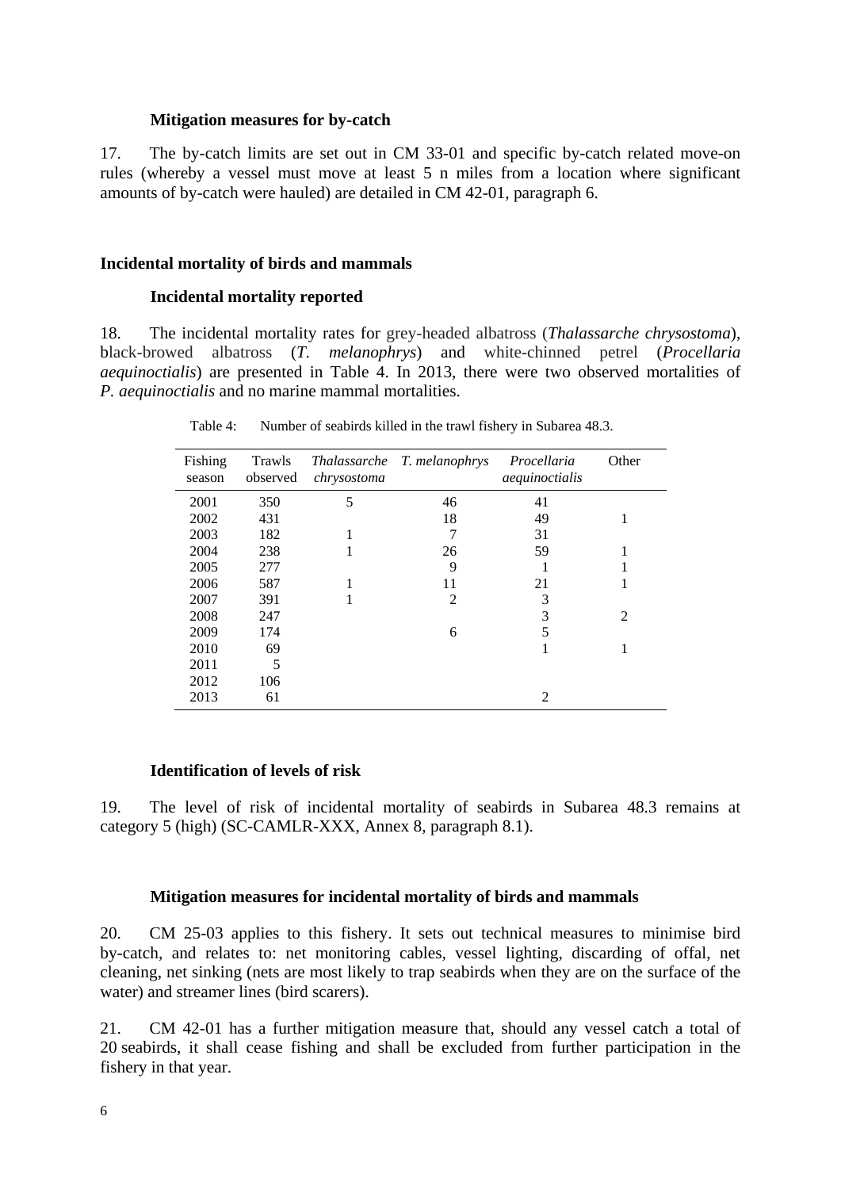### Mitigation measures for by-catch

17. The by-catch limits are set out in CM 33-01 and specific by-catch related move-on rules (whereby a vessel must move at least 5 n miles from a location where significant amounts of by-catch were hauled) are detailed in CM 42-01, paragraph 6.

## Incidental mortality of birds and mammals

### Incidental mortality reported

18. The incidental mortality rates for grey-headed albatross (*Thalassarche chrysostoma*), black-browed albatross (*T. melanophrys*) and white-chinned petrel (*Procellaria aequinoctialis*) are presented in Table 4. In 2013, there were two observed mortalities of *P. aequinoctialis* and no marine mammal mortalities.

Table 4: Number of seabirds killed in the trawl fishery in Subarea 48.3.

| Fishing season | Trawls observed | *Thalassarche chrysostoma* | *T. melanophrys* | *Procellaria aequinoctialis* | Other |
|---|---|---|---|---|---|
| 2001 | 350 | 5 | 46 | 41 | |
| 2002 | 431 | | 18 | 49 | 1 |
| 2003 | 182 | 1 | 7 | 31 | |
| 2004 | 238 | 1 | 26 | 59 | 1 |
| 2005 | 277 | | 9 | 1 | 1 |
| 2006 | 587 | 1 | 11 | 21 | 1 |
| 2007 | 391 | 1 | 2 | 3 | |
| 2008 | 247 | | | 3 | 2 |
| 2009 | 174 | | 6 | 5 | |
| 2010 | 69 | | | 1 | 1 |
| 2011 | 5 | | | | |
| 2012 | 106 | | | | |
| 2013 | 61 | | | 2 | |

### Identification of levels of risk

19. The level of risk of incidental mortality of seabirds in Subarea 48.3 remains at category 5 (high) (SC-CAMLR-XXX, Annex 8, paragraph 8.1).

### Mitigation measures for incidental mortality of birds and mammals

20. CM 25-03 applies to this fishery. It sets out technical measures to minimise bird by-catch, and relates to: net monitoring cables, vessel lighting, discarding of offal, net cleaning, net sinking (nets are most likely to trap seabirds when they are on the surface of the water) and streamer lines (bird scarers).

21. CM 42-01 has a further mitigation measure that, should any vessel catch a total of 20 seabirds, it shall cease fishing and shall be excluded from further participation in the fishery in that year.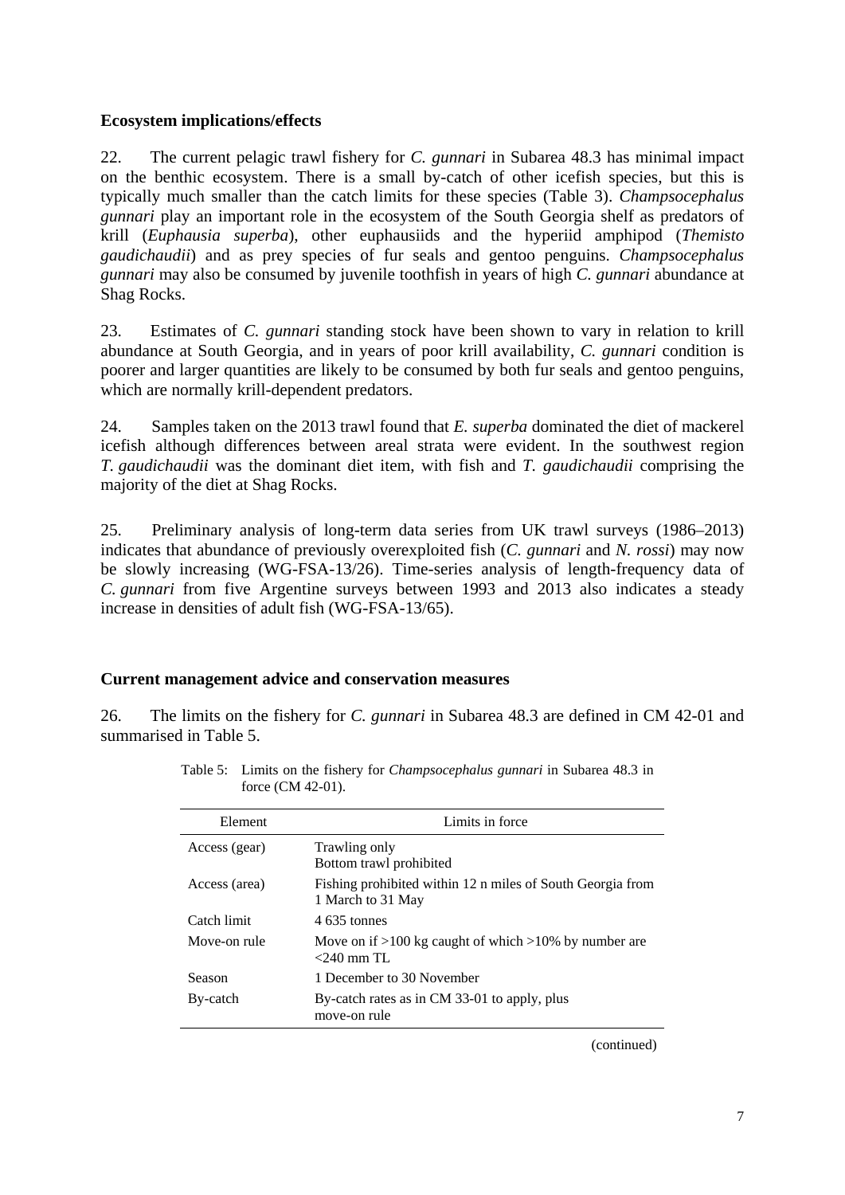**Ecosystem implications/effects**

22. The current pelagic trawl fishery for *C. gunnari* in Subarea 48.3 has minimal impact on the benthic ecosystem. There is a small by-catch of other icefish species, but this is typically much smaller than the catch limits for these species (Table 3). *Champsocephalus gunnari* play an important role in the ecosystem of the South Georgia shelf as predators of krill (*Euphausia superba*), other euphausiids and the hyperiid amphipod (*Themisto gaudichaudii*) and as prey species of fur seals and gentoo penguins. *Champsocephalus gunnari* may also be consumed by juvenile toothfish in years of high *C. gunnari* abundance at Shag Rocks.

23. Estimates of *C. gunnari* standing stock have been shown to vary in relation to krill abundance at South Georgia, and in years of poor krill availability, *C. gunnari* condition is poorer and larger quantities are likely to be consumed by both fur seals and gentoo penguins, which are normally krill-dependent predators.

24. Samples taken on the 2013 trawl found that *E. superba* dominated the diet of mackerel icefish although differences between areal strata were evident. In the southwest region *T. gaudichaudii* was the dominant diet item, with fish and *T. gaudichaudii* comprising the majority of the diet at Shag Rocks.

25. Preliminary analysis of long-term data series from UK trawl surveys (1986–2013) indicates that abundance of previously overexploited fish (*C. gunnari* and *N. rossi*) may now be slowly increasing (WG-FSA-13/26). Time-series analysis of length-frequency data of *C. gunnari* from five Argentine surveys between 1993 and 2013 also indicates a steady increase in densities of adult fish (WG-FSA-13/65).

**Current management advice and conservation measures**

26. The limits on the fishery for *C. gunnari* in Subarea 48.3 are defined in CM 42-01 and summarised in Table 5.

Table 5: Limits on the fishery for *Champsocephalus gunnari* in Subarea 48.3 in force (CM 42-01).

| Element | Limits in force |
|---|---|
| Access (gear) | Trawling only<br>Bottom trawl prohibited |
| Access (area) | Fishing prohibited within 12 n miles of South Georgia from 1 March to 31 May |
| Catch limit | 4 635 tonnes |
| Move-on rule | Move on if >100 kg caught of which >10% by number are <240 mm TL |
| Season | 1 December to 30 November |
| By-catch | By-catch rates as in CM 33-01 to apply, plus move-on rule |

(continued)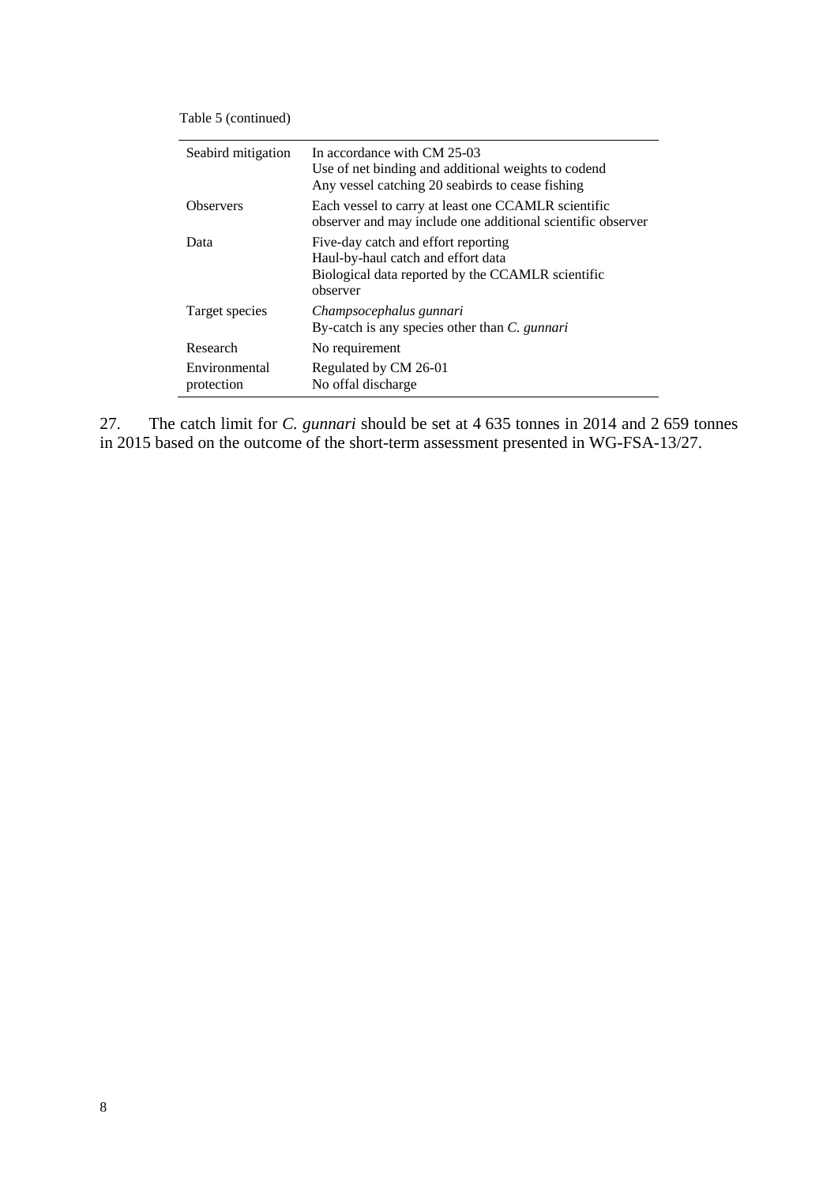Table 5 (continued)

| | |
|---|---|
| Seabird mitigation | In accordance with CM 25-03<br>Use of net binding and additional weights to codend<br>Any vessel catching 20 seabirds to cease fishing |
| Observers | Each vessel to carry at least one CCAMLR scientific observer and may include one additional scientific observer |
| Data | Five-day catch and effort reporting<br>Haul-by-haul catch and effort data<br>Biological data reported by the CCAMLR scientific observer |
| Target species | *Champsocephalus gunnari*<br>By-catch is any species other than *C. gunnari* |
| Research | No requirement |
| Environmental protection | Regulated by CM 26-01<br>No offal discharge |

27. The catch limit for *C. gunnari* should be set at 4 635 tonnes in 2014 and 2 659 tonnes in 2015 based on the outcome of the short-term assessment presented in WG-FSA-13/27.